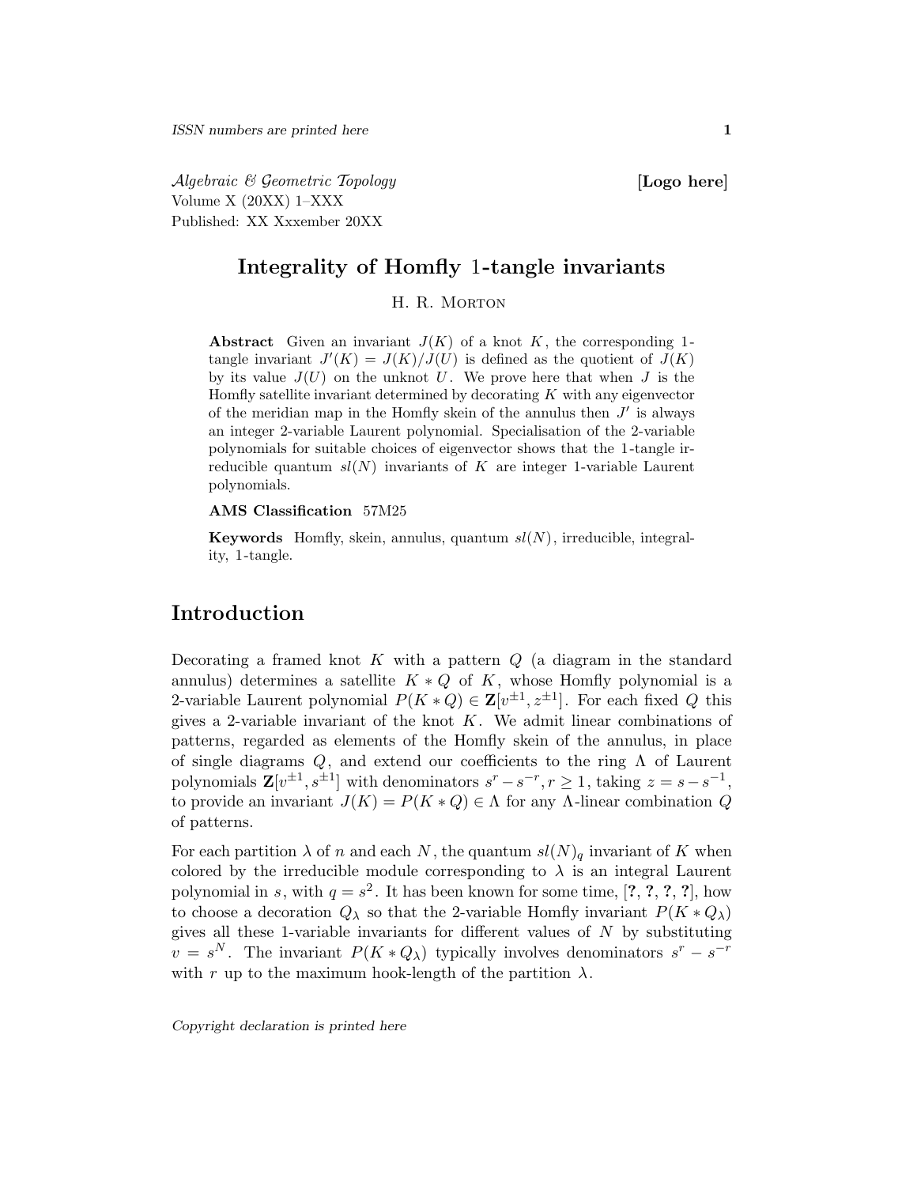# Integrality of Homfly 1-tangle invariants

H. R. Morton

**Abstract** Given an invariant $J(K)$ of a knot $K$, the corresponding 1-tangle invariant $J'(K) = J(K)/J(U)$ is defined as the quotient of $J(K)$ by its value $J(U)$ on the unknot $U$. We prove here that when $J$ is the Homfly satellite invariant determined by decorating $K$ with any eigenvector of the meridian map in the Homfly skein of the annulus then $J'$ is always an integer 2-variable Laurent polynomial. Specialisation of the 2-variable polynomials for suitable choices of eigenvector shows that the 1-tangle irreducible quantum $sl(N)$ invariants of $K$ are integer 1-variable Laurent polynomials.

**AMS Classification** 57M25

**Keywords** Homfly, skein, annulus, quantum $sl(N)$, irreducible, integrality, 1-tangle.

## Introduction

Decorating a framed knot $K$ with a pattern $Q$ (a diagram in the standard annulus) determines a satellite $K * Q$ of $K$, whose Homfly polynomial is a 2-variable Laurent polynomial $P(K * Q) \in \mathbf{Z}[v^{\pm 1}, z^{\pm 1}]$. For each fixed $Q$ this gives a 2-variable invariant of the knot $K$. We admit linear combinations of patterns, regarded as elements of the Homfly skein of the annulus, in place of single diagrams $Q$, and extend our coefficients to the ring $\Lambda$ of Laurent polynomials $\mathbf{Z}[v^{\pm 1}, s^{\pm 1}]$ with denominators $s^r - s^{-r}, r \geq 1$, taking $z = s - s^{-1}$, to provide an invariant $J(K) = P(K * Q) \in \Lambda$ for any $\Lambda$-linear combination $Q$ of patterns.

For each partition $\lambda$ of $n$ and each $N$, the quantum $sl(N)_q$ invariant of $K$ when colored by the irreducible module corresponding to $\lambda$ is an integral Laurent polynomial in $s$, with $q = s^2$. It has been known for some time, [**?**, **?**, **?**, **?**], how to choose a decoration $Q_\lambda$ so that the 2-variable Homfly invariant $P(K * Q_\lambda)$ gives all these 1-variable invariants for different values of $N$ by substituting $v = s^N$. The invariant $P(K * Q_\lambda)$ typically involves denominators $s^r - s^{-r}$ with $r$ up to the maximum hook-length of the partition $\lambda$.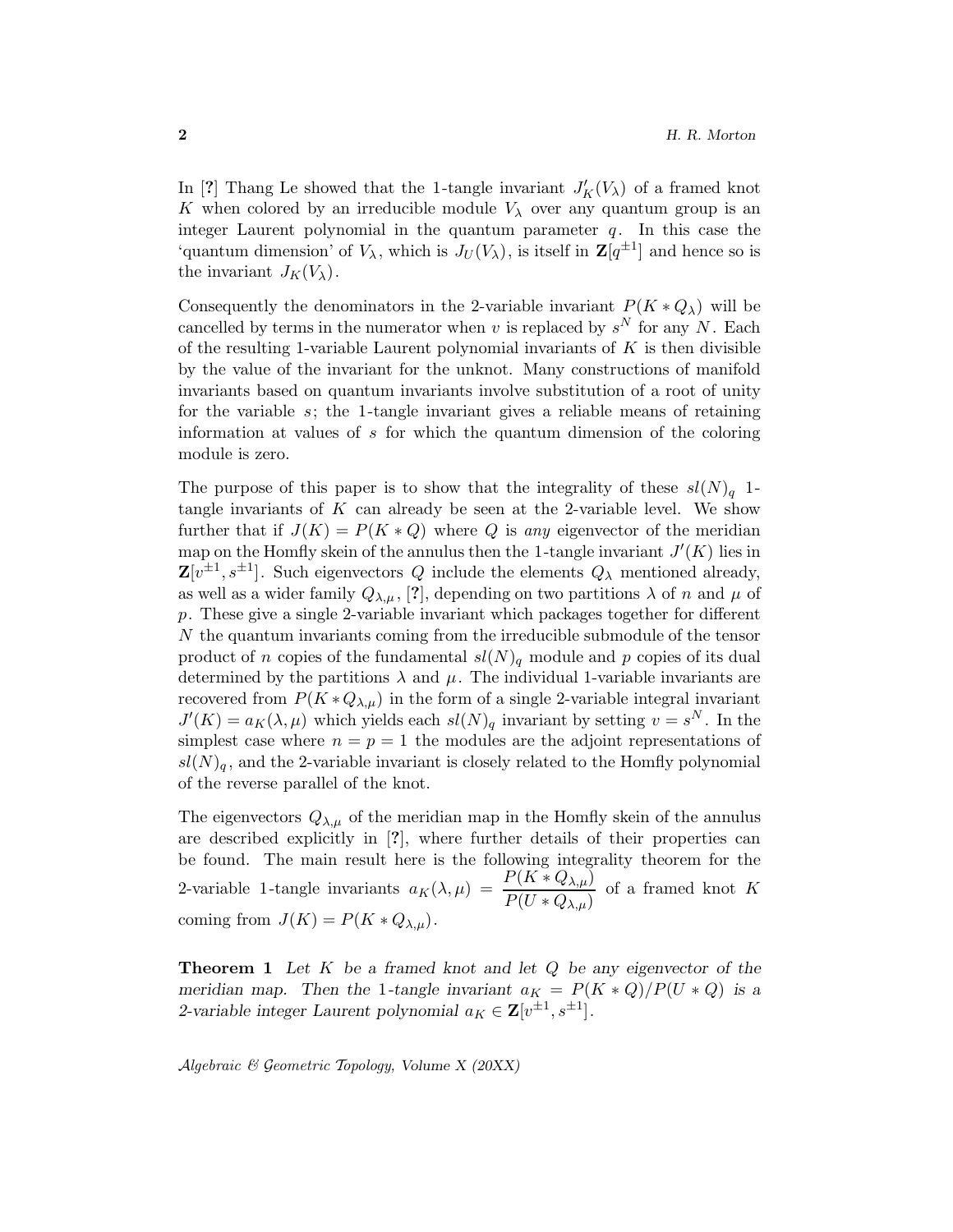In [**?**] Thang Le showed that the 1-tangle invariant $J'_K(V_\lambda)$ of a framed knot $K$ when colored by an irreducible module $V_\lambda$ over any quantum group is an integer Laurent polynomial in the quantum parameter $q$. In this case the 'quantum dimension' of $V_\lambda$, which is $J_U(V_\lambda)$, is itself in $\mathbf{Z}[q^{\pm 1}]$ and hence so is the invariant $J_K(V_\lambda)$.

Consequently the denominators in the 2-variable invariant $P(K * Q_\lambda)$ will be cancelled by terms in the numerator when $v$ is replaced by $s^N$ for any $N$. Each of the resulting 1-variable Laurent polynomial invariants of $K$ is then divisible by the value of the invariant for the unknot. Many constructions of manifold invariants based on quantum invariants involve substitution of a root of unity for the variable $s$; the 1-tangle invariant gives a reliable means of retaining information at values of $s$ for which the quantum dimension of the coloring module is zero.

The purpose of this paper is to show that the integrality of these $sl(N)_q$ 1-tangle invariants of $K$ can already be seen at the 2-variable level. We show further that if $J(K) = P(K * Q)$ where $Q$ is *any* eigenvector of the meridian map on the Homfly skein of the annulus then the 1-tangle invariant $J'(K)$ lies in $\mathbf{Z}[v^{\pm 1}, s^{\pm 1}]$. Such eigenvectors $Q$ include the elements $Q_\lambda$ mentioned already, as well as a wider family $Q_{\lambda,\mu}$, [**?**], depending on two partitions $\lambda$ of $n$ and $\mu$ of $p$. These give a single 2-variable invariant which packages together for different $N$ the quantum invariants coming from the irreducible submodule of the tensor product of $n$ copies of the fundamental $sl(N)_q$ module and $p$ copies of its dual determined by the partitions $\lambda$ and $\mu$. The individual 1-variable invariants are recovered from $P(K * Q_{\lambda,\mu})$ in the form of a single 2-variable integral invariant $J'(K) = a_K(\lambda, \mu)$ which yields each $sl(N)_q$ invariant by setting $v = s^N$. In the simplest case where $n = p = 1$ the modules are the adjoint representations of $sl(N)_q$, and the 2-variable invariant is closely related to the Homfly polynomial of the reverse parallel of the knot.

The eigenvectors $Q_{\lambda,\mu}$ of the meridian map in the Homfly skein of the annulus are described explicitly in [**?**], where further details of their properties can be found. The main result here is the following integrality theorem for the 2-variable 1-tangle invariants $a_K(\lambda, \mu) = \dfrac{P(K * Q_{\lambda,\mu})}{P(U * Q_{\lambda,\mu})}$ of a framed knot $K$ coming from $J(K) = P(K * Q_{\lambda,\mu})$.

**Theorem 1** *Let $K$ be a framed knot and let $Q$ be any eigenvector of the meridian map. Then the 1-tangle invariant $a_K = P(K * Q)/P(U * Q)$ is a 2-variable integer Laurent polynomial $a_K \in \mathbf{Z}[v^{\pm 1}, s^{\pm 1}]$.*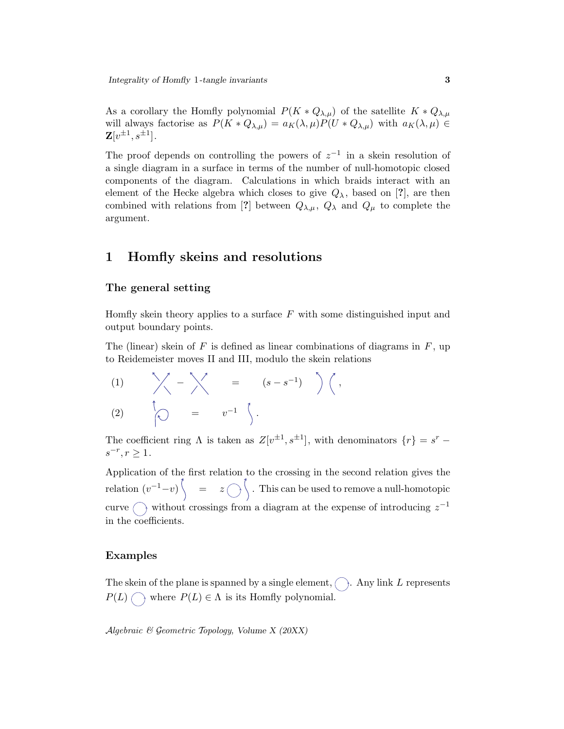As a corollary the Homfly polynomial $P(K * Q_{\lambda,\mu})$ of the satellite $K * Q_{\lambda,\mu}$ will always factorise as $P(K * Q_{\lambda,\mu}) = a_K(\lambda,\mu) P(U * Q_{\lambda,\mu})$ with $a_K(\lambda,\mu) \in \mathbf{Z}[v^{\pm 1}, s^{\pm 1}]$.

The proof depends on controlling the powers of $z^{-1}$ in a skein resolution of a single diagram in a surface in terms of the number of null-homotopic closed components of the diagram. Calculations in which braids interact with an element of the Hecke algebra which closes to give $Q_\lambda$, based on [**?**], are then combined with relations from [**?**] between $Q_{\lambda,\mu}$, $Q_\lambda$ and $Q_\mu$ to complete the argument.

## 1 Homfly skeins and resolutions

### The general setting

Homfly skein theory applies to a surface $F$ with some distinguished input and output boundary points.

The (linear) skein of $F$ is defined as linear combinations of diagrams in $F$, up to Reidemeister moves II and III, modulo the skein relations

(1) [positive crossing] − [negative crossing] = $(s - s^{-1})$ [two parallel upward arcs],

(2) [upward arc with a curl] = $v^{-1}$ [upward arc].

The coefficient ring $\Lambda$ is taken as $Z[v^{\pm 1}, s^{\pm 1}]$, with denominators $\{r\} = s^r - s^{-r}, r \geq 1$.

Application of the first relation to the crossing in the second relation gives the relation $(v^{-1} - v)$ [upward arc] $= z$ [circle] [upward arc]. This can be used to remove a null-homotopic curve [circle] without crossings from a diagram at the expense of introducing $z^{-1}$ in the coefficients.

### Examples

The skein of the plane is spanned by a single element, [circle]. Any link $L$ represents $P(L)$ [circle] where $P(L) \in \Lambda$ is its Homfly polynomial.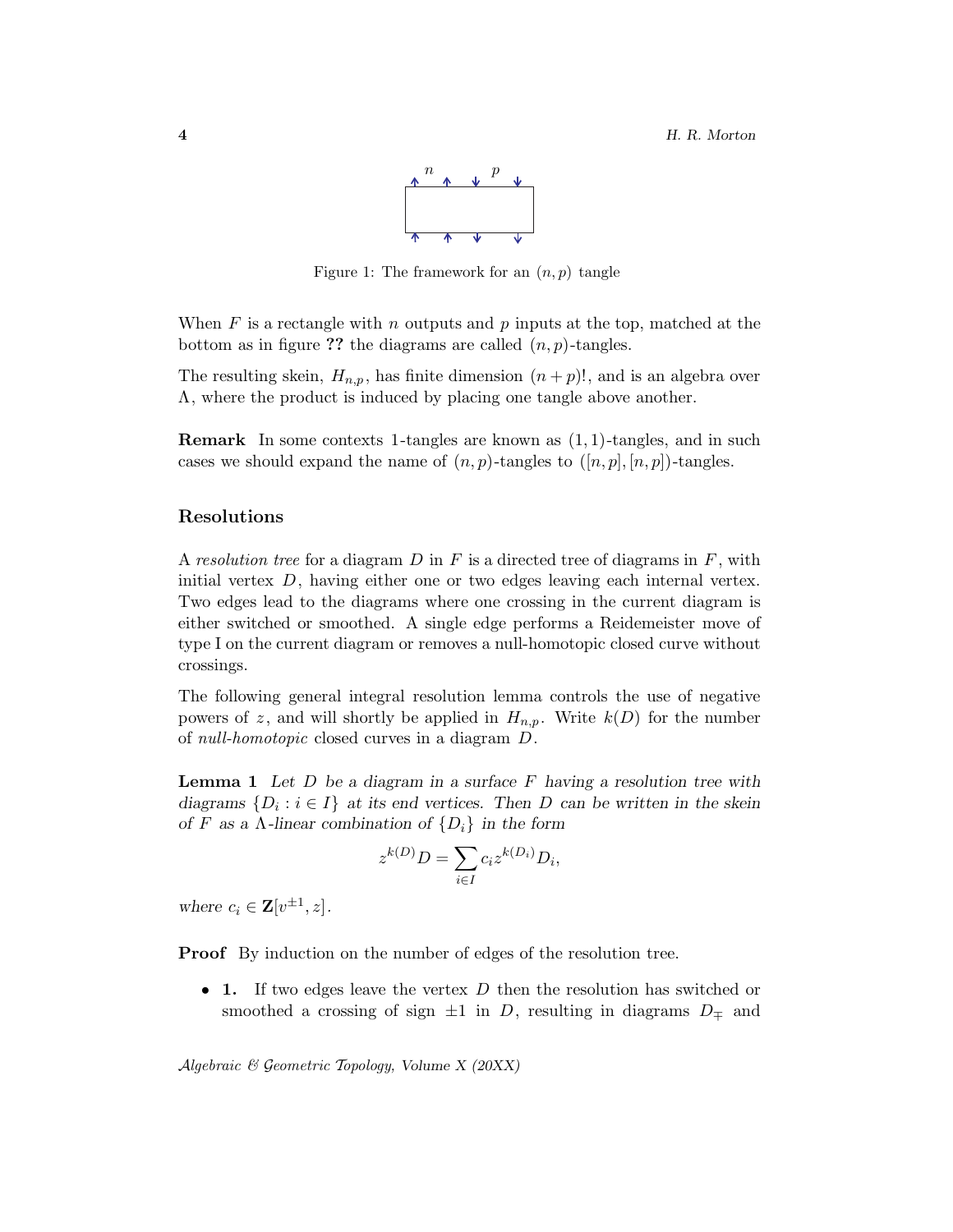Figure 1: The framework for an $(n, p)$ tangle

When $F$ is a rectangle with $n$ outputs and $p$ inputs at the top, matched at the bottom as in figure **??** the diagrams are called $(n, p)$-tangles.

The resulting skein, $H_{n,p}$, has finite dimension $(n + p)!$, and is an algebra over $\Lambda$, where the product is induced by placing one tangle above another.

**Remark** In some contexts 1-tangles are known as $(1, 1)$-tangles, and in such cases we should expand the name of $(n, p)$-tangles to $([n, p], [n, p])$-tangles.

## Resolutions

A *resolution tree* for a diagram $D$ in $F$ is a directed tree of diagrams in $F$, with initial vertex $D$, having either one or two edges leaving each internal vertex. Two edges lead to the diagrams where one crossing in the current diagram is either switched or smoothed. A single edge performs a Reidemeister move of type I on the current diagram or removes a null-homotopic closed curve without crossings.

The following general integral resolution lemma controls the use of negative powers of $z$, and will shortly be applied in $H_{n,p}$. Write $k(D)$ for the number of *null-homotopic* closed curves in a diagram $D$.

**Lemma 1** *Let $D$ be a diagram in a surface $F$ having a resolution tree with diagrams $\{D_i : i \in I\}$ at its end vertices. Then $D$ can be written in the skein of $F$ as a $\Lambda$-linear combination of $\{D_i\}$ in the form*

$$z^{k(D)}D = \sum_{i \in I} c_i z^{k(D_i)} D_i,$$

*where $c_i \in \mathbf{Z}[v^{\pm 1}, z]$.*

**Proof** By induction on the number of edges of the resolution tree.

- **1.** If two edges leave the vertex $D$ then the resolution has switched or smoothed a crossing of sign $\pm 1$ in $D$, resulting in diagrams $D_{\mp}$ and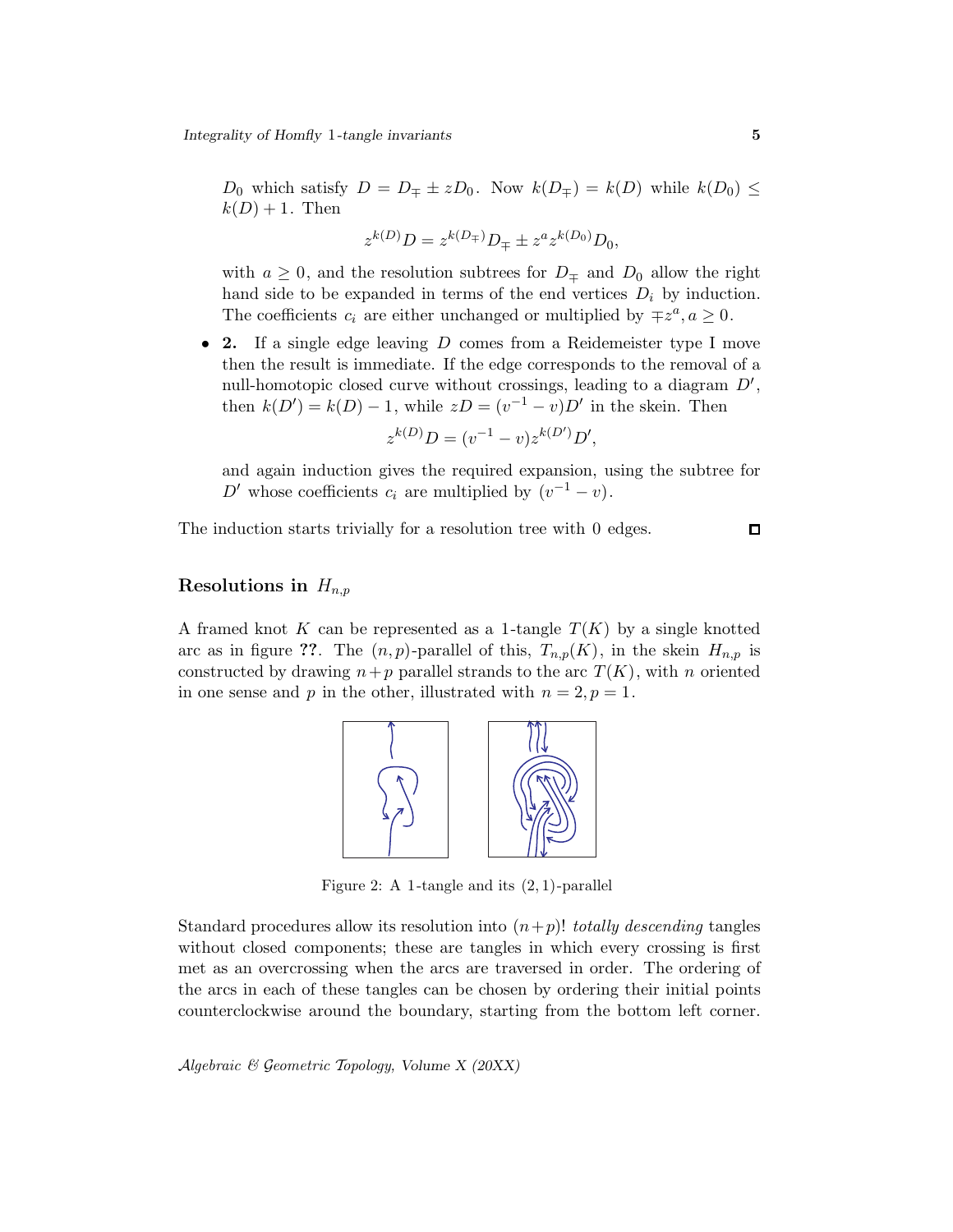$D_0$ which satisfy $D = D_\mp \pm zD_0$. Now $k(D_\mp) = k(D)$ while $k(D_0) \le k(D)+1$. Then

$$z^{k(D)}D = z^{k(D_\mp)}D_\mp \pm z^a z^{k(D_0)}D_0,$$

with $a \ge 0$, and the resolution subtrees for $D_\mp$ and $D_0$ allow the right hand side to be expanded in terms of the end vertices $D_i$ by induction. The coefficients $c_i$ are either unchanged or multiplied by $\mp z^a, a \ge 0$.

- **2.** If a single edge leaving $D$ comes from a Reidemeister type I move then the result is immediate. If the edge corresponds to the removal of a null-homotopic closed curve without crossings, leading to a diagram $D'$, then $k(D') = k(D) - 1$, while $zD = (v^{-1} - v)D'$ in the skein. Then

$$z^{k(D)}D = (v^{-1} - v)z^{k(D')}D',$$

and again induction gives the required expansion, using the subtree for $D'$ whose coefficients $c_i$ are multiplied by $(v^{-1} - v)$.

The induction starts trivially for a resolution tree with 0 edges. □

## Resolutions in $H_{n,p}$

A framed knot $K$ can be represented as a 1-tangle $T(K)$ by a single knotted arc as in figure **??**. The $(n,p)$-parallel of this, $T_{n,p}(K)$, in the skein $H_{n,p}$ is constructed by drawing $n+p$ parallel strands to the arc $T(K)$, with $n$ oriented in one sense and $p$ in the other, illustrated with $n = 2, p = 1$.

Figure 2: A 1-tangle and its $(2,1)$-parallel

Standard procedures allow its resolution into $(n+p)!$ *totally descending* tangles without closed components; these are tangles in which every crossing is first met as an overcrossing when the arcs are traversed in order. The ordering of the arcs in each of these tangles can be chosen by ordering their initial points counterclockwise around the boundary, starting from the bottom left corner.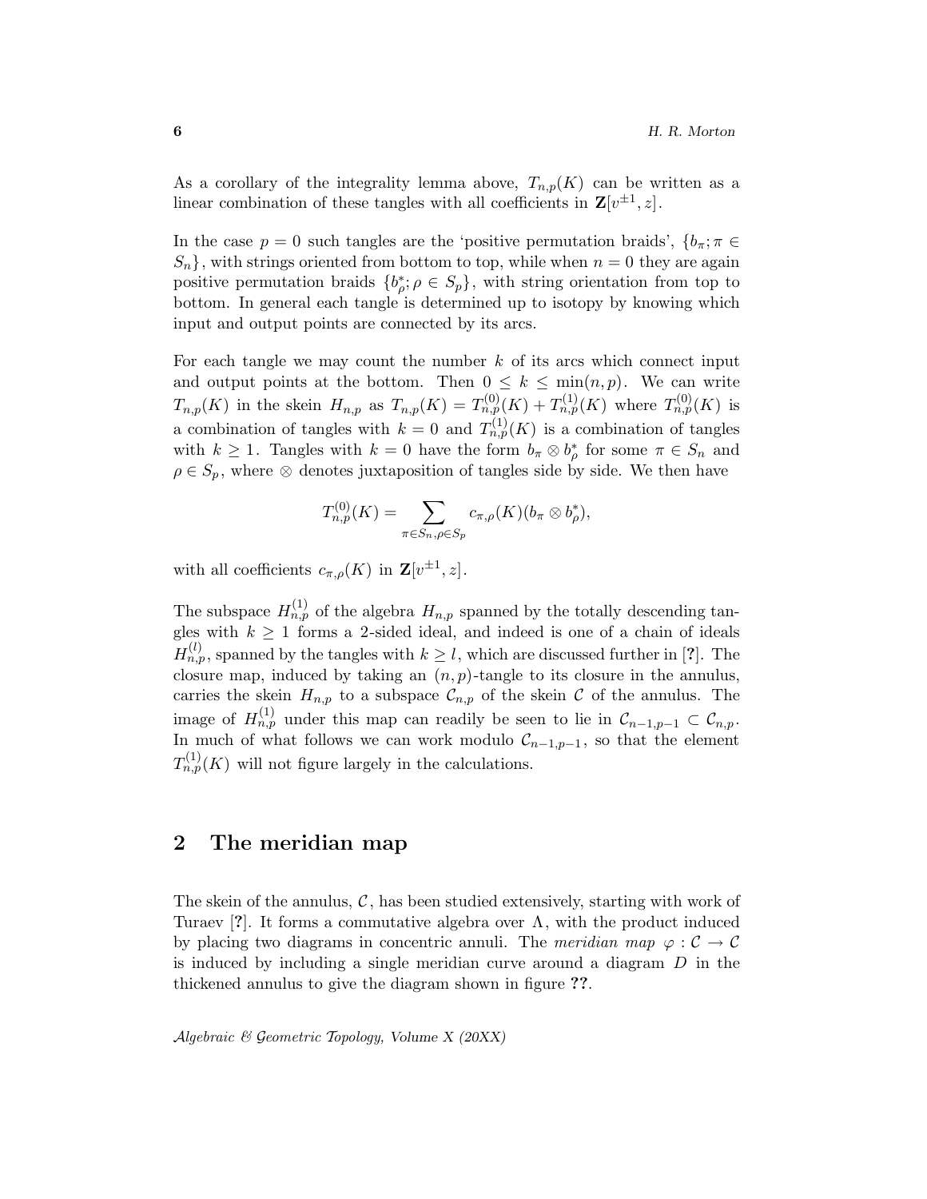As a corollary of the integrality lemma above, $T_{n,p}(K)$ can be written as a linear combination of these tangles with all coefficients in $\mathbf{Z}[v^{\pm 1}, z]$.

In the case $p = 0$ such tangles are the 'positive permutation braids', $\{b_\pi; \pi \in S_n\}$, with strings oriented from bottom to top, while when $n = 0$ they are again positive permutation braids $\{b^*_\rho; \rho \in S_p\}$, with string orientation from top to bottom. In general each tangle is determined up to isotopy by knowing which input and output points are connected by its arcs.

For each tangle we may count the number $k$ of its arcs which connect input and output points at the bottom. Then $0 \leq k \leq \min(n,p)$. We can write $T_{n,p}(K)$ in the skein $H_{n,p}$ as $T_{n,p}(K) = T^{(0)}_{n,p}(K) + T^{(1)}_{n,p}(K)$ where $T^{(0)}_{n,p}(K)$ is a combination of tangles with $k = 0$ and $T^{(1)}_{n,p}(K)$ is a combination of tangles with $k \geq 1$. Tangles with $k = 0$ have the form $b_\pi \otimes b^*_\rho$ for some $\pi \in S_n$ and $\rho \in S_p$, where $\otimes$ denotes juxtaposition of tangles side by side. We then have

$$T^{(0)}_{n,p}(K) = \sum_{\pi \in S_n, \rho \in S_p} c_{\pi,\rho}(K)(b_\pi \otimes b^*_\rho),$$

with all coefficients $c_{\pi,\rho}(K)$ in $\mathbf{Z}[v^{\pm 1}, z]$.

The subspace $H^{(1)}_{n,p}$ of the algebra $H_{n,p}$ spanned by the totally descending tangles with $k \geq 1$ forms a 2-sided ideal, and indeed is one of a chain of ideals $H^{(l)}_{n,p}$, spanned by the tangles with $k \geq l$, which are discussed further in [?]. The closure map, induced by taking an $(n,p)$-tangle to its closure in the annulus, carries the skein $H_{n,p}$ to a subspace $\mathcal{C}_{n,p}$ of the skein $\mathcal{C}$ of the annulus. The image of $H^{(1)}_{n,p}$ under this map can readily be seen to lie in $\mathcal{C}_{n-1,p-1} \subset \mathcal{C}_{n,p}$. In much of what follows we can work modulo $\mathcal{C}_{n-1,p-1}$, so that the element $T^{(1)}_{n,p}(K)$ will not figure largely in the calculations.

## 2 The meridian map

The skein of the annulus, $\mathcal{C}$, has been studied extensively, starting with work of Turaev [?]. It forms a commutative algebra over $\Lambda$, with the product induced by placing two diagrams in concentric annuli. The *meridian map* $\varphi : \mathcal{C} \to \mathcal{C}$ is induced by including a single meridian curve around a diagram $D$ in the thickened annulus to give the diagram shown in figure **??**.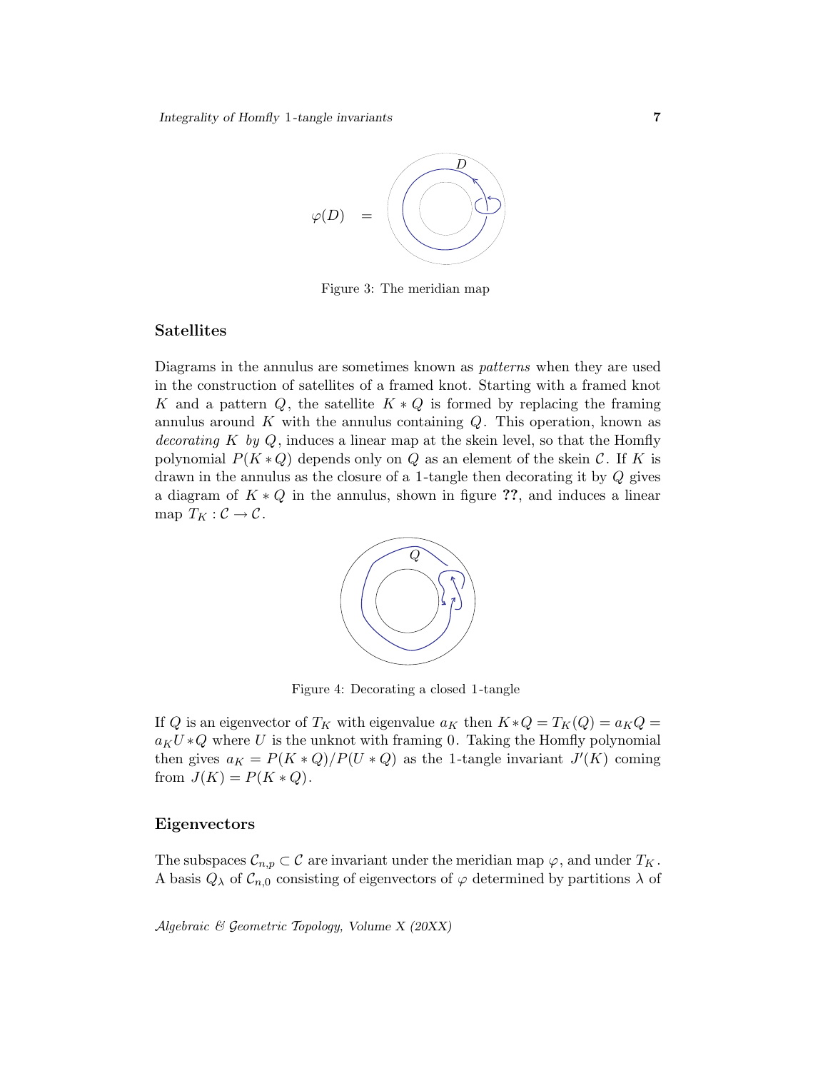$\varphi(D) \quad =$

Figure 3: The meridian map

### Satellites

Diagrams in the annulus are sometimes known as *patterns* when they are used in the construction of satellites of a framed knot. Starting with a framed knot $K$ and a pattern $Q$, the satellite $K * Q$ is formed by replacing the framing annulus around $K$ with the annulus containing $Q$. This operation, known as *decorating $K$ by $Q$*, induces a linear map at the skein level, so that the Homfly polynomial $P(K * Q)$ depends only on $Q$ as an element of the skein $\mathcal{C}$. If $K$ is drawn in the annulus as the closure of a 1-tangle then decorating it by $Q$ gives a diagram of $K * Q$ in the annulus, shown in figure **??**, and induces a linear map $T_K : \mathcal{C} \to \mathcal{C}$.

Figure 4: Decorating a closed 1-tangle

If $Q$ is an eigenvector of $T_K$ with eigenvalue $a_K$ then $K * Q = T_K(Q) = a_K Q = a_K U * Q$ where $U$ is the unknot with framing $0$. Taking the Homfly polynomial then gives $a_K = P(K * Q)/P(U * Q)$ as the 1-tangle invariant $J'(K)$ coming from $J(K) = P(K * Q)$.

### Eigenvectors

The subspaces $\mathcal{C}_{n,p} \subset \mathcal{C}$ are invariant under the meridian map $\varphi$, and under $T_K$. A basis $Q_\lambda$ of $\mathcal{C}_{n,0}$ consisting of eigenvectors of $\varphi$ determined by partitions $\lambda$ of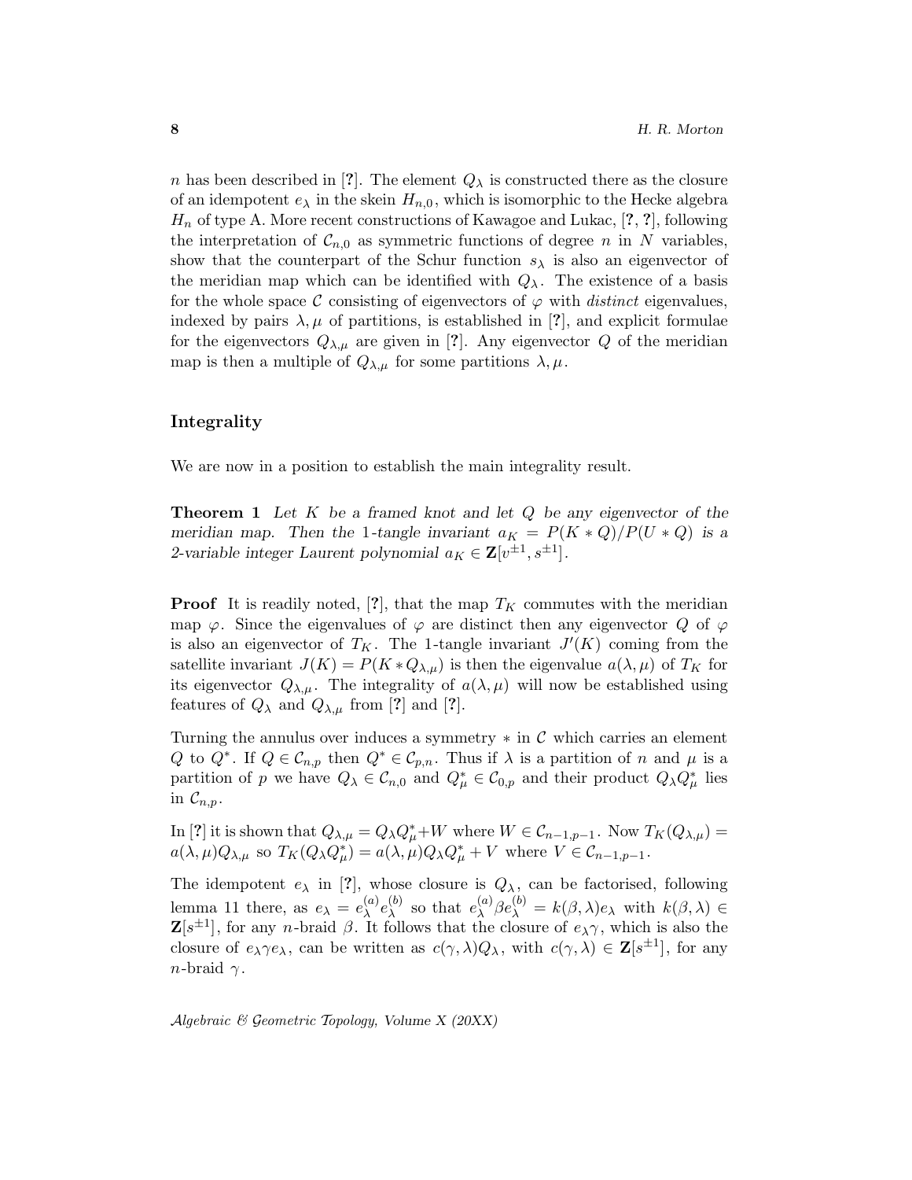$n$ has been described in [?]. The element $Q_\lambda$ is constructed there as the closure of an idempotent $e_\lambda$ in the skein $H_{n,0}$, which is isomorphic to the Hecke algebra $H_n$ of type A. More recent constructions of Kawagoe and Lukac, [?, ?], following the interpretation of $\mathcal{C}_{n,0}$ as symmetric functions of degree $n$ in $N$ variables, show that the counterpart of the Schur function $s_\lambda$ is also an eigenvector of the meridian map which can be identified with $Q_\lambda$. The existence of a basis for the whole space $\mathcal{C}$ consisting of eigenvectors of $\varphi$ with *distinct* eigenvalues, indexed by pairs $\lambda, \mu$ of partitions, is established in [?], and explicit formulae for the eigenvectors $Q_{\lambda,\mu}$ are given in [?]. Any eigenvector $Q$ of the meridian map is then a multiple of $Q_{\lambda,\mu}$ for some partitions $\lambda, \mu$.

## Integrality

We are now in a position to establish the main integrality result.

**Theorem 1** *Let $K$ be a framed knot and let $Q$ be any eigenvector of the meridian map. Then the 1-tangle invariant $a_K = P(K * Q)/P(U * Q)$ is a 2-variable integer Laurent polynomial $a_K \in \mathbf{Z}[v^{\pm 1}, s^{\pm 1}]$.*

**Proof** It is readily noted, [?], that the map $T_K$ commutes with the meridian map $\varphi$. Since the eigenvalues of $\varphi$ are distinct then any eigenvector $Q$ of $\varphi$ is also an eigenvector of $T_K$. The 1-tangle invariant $J'(K)$ coming from the satellite invariant $J(K) = P(K * Q_{\lambda,\mu})$ is then the eigenvalue $a(\lambda, \mu)$ of $T_K$ for its eigenvector $Q_{\lambda,\mu}$. The integrality of $a(\lambda, \mu)$ will now be established using features of $Q_\lambda$ and $Q_{\lambda,\mu}$ from [?] and [?].

Turning the annulus over induces a symmetry $*$ in $\mathcal{C}$ which carries an element $Q$ to $Q^*$. If $Q \in \mathcal{C}_{n,p}$ then $Q^* \in \mathcal{C}_{p,n}$. Thus if $\lambda$ is a partition of $n$ and $\mu$ is a partition of $p$ we have $Q_\lambda \in \mathcal{C}_{n,0}$ and $Q^*_\mu \in \mathcal{C}_{0,p}$ and their product $Q_\lambda Q^*_\mu$ lies in $\mathcal{C}_{n,p}$.

In [?] it is shown that $Q_{\lambda,\mu} = Q_\lambda Q^*_\mu + W$ where $W \in \mathcal{C}_{n-1,p-1}$. Now $T_K(Q_{\lambda,\mu}) = a(\lambda, \mu) Q_{\lambda,\mu}$ so $T_K(Q_\lambda Q^*_\mu) = a(\lambda, \mu) Q_\lambda Q^*_\mu + V$ where $V \in \mathcal{C}_{n-1,p-1}$.

The idempotent $e_\lambda$ in [?], whose closure is $Q_\lambda$, can be factorised, following lemma 11 there, as $e_\lambda = e^{(a)}_\lambda e^{(b)}_\lambda$ so that $e^{(a)}_\lambda \beta e^{(b)}_\lambda = k(\beta, \lambda) e_\lambda$ with $k(\beta, \lambda) \in \mathbf{Z}[s^{\pm 1}]$, for any $n$-braid $\beta$. It follows that the closure of $e_\lambda \gamma$, which is also the closure of $e_\lambda \gamma e_\lambda$, can be written as $c(\gamma, \lambda) Q_\lambda$, with $c(\gamma, \lambda) \in \mathbf{Z}[s^{\pm 1}]$, for any $n$-braid $\gamma$.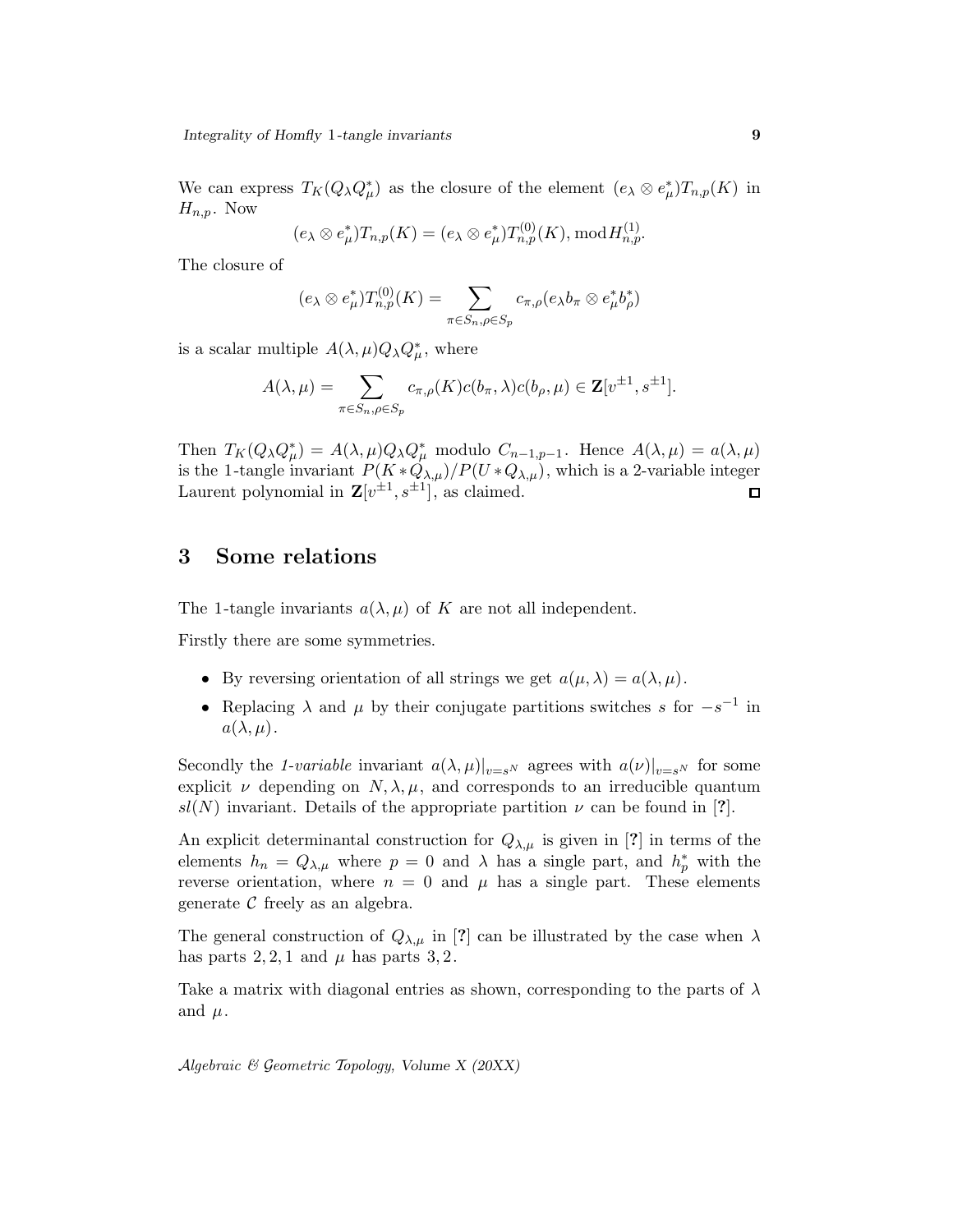We can express $T_K(Q_\lambda Q^*_\mu)$ as the closure of the element $(e_\lambda \otimes e^*_\mu)T_{n,p}(K)$ in $H_{n,p}$. Now

$$(e_\lambda \otimes e^*_\mu)T_{n,p}(K) = (e_\lambda \otimes e^*_\mu)T^{(0)}_{n,p}(K), \bmod H^{(1)}_{n,p}.$$

The closure of

$$(e_\lambda \otimes e^*_\mu)T^{(0)}_{n,p}(K) = \sum_{\pi \in S_n, \rho \in S_p} c_{\pi,\rho}(e_\lambda b_\pi \otimes e^*_\mu b^*_\rho)$$

is a scalar multiple $A(\lambda,\mu)Q_\lambda Q^*_\mu$, where

$$A(\lambda,\mu) = \sum_{\pi \in S_n, \rho \in S_p} c_{\pi,\rho}(K)c(b_\pi,\lambda)c(b_\rho,\mu) \in \mathbf{Z}[v^{\pm 1}, s^{\pm 1}].$$

Then $T_K(Q_\lambda Q^*_\mu) = A(\lambda,\mu)Q_\lambda Q^*_\mu$ modulo $C_{n-1,p-1}$. Hence $A(\lambda,\mu) = a(\lambda,\mu)$ is the 1-tangle invariant $P(K * Q_{\lambda,\mu})/P(U * Q_{\lambda,\mu})$, which is a 2-variable integer Laurent polynomial in $\mathbf{Z}[v^{\pm 1}, s^{\pm 1}]$, as claimed. □

## 3 Some relations

The 1-tangle invariants $a(\lambda,\mu)$ of $K$ are not all independent.

Firstly there are some symmetries.

- By reversing orientation of all strings we get $a(\mu,\lambda) = a(\lambda,\mu)$.
- Replacing $\lambda$ and $\mu$ by their conjugate partitions switches $s$ for $-s^{-1}$ in $a(\lambda,\mu)$.

Secondly the *1-variable* invariant $a(\lambda,\mu)|_{v=s^N}$ agrees with $a(\nu)|_{v=s^N}$ for some explicit $\nu$ depending on $N,\lambda,\mu$, and corresponds to an irreducible quantum $sl(N)$ invariant. Details of the appropriate partition $\nu$ can be found in [**?**].

An explicit determinantal construction for $Q_{\lambda,\mu}$ is given in [**?**] in terms of the elements $h_n = Q_{\lambda,\mu}$ where $p = 0$ and $\lambda$ has a single part, and $h^*_p$ with the reverse orientation, where $n = 0$ and $\mu$ has a single part. These elements generate $\mathcal{C}$ freely as an algebra.

The general construction of $Q_{\lambda,\mu}$ in [**?**] can be illustrated by the case when $\lambda$ has parts $2, 2, 1$ and $\mu$ has parts $3, 2$.

Take a matrix with diagonal entries as shown, corresponding to the parts of $\lambda$ and $\mu$.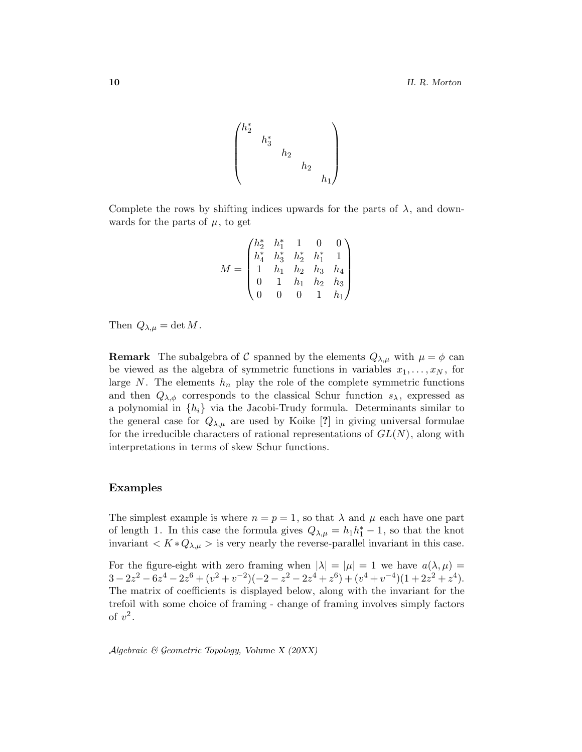$$
\begin{pmatrix}
h_2^* & & & & \\
& h_3^* & & & \\
& & h_2 & & \\
& & & h_2 & \\
& & & & h_1
\end{pmatrix}
$$

Complete the rows by shifting indices upwards for the parts of $\lambda$, and downwards for the parts of $\mu$, to get

$$
M = \begin{pmatrix}
h_2^* & h_1^* & 1 & 0 & 0 \\
h_4^* & h_3^* & h_2^* & h_1^* & 1 \\
1 & h_1 & h_2 & h_3 & h_4 \\
0 & 1 & h_1 & h_2 & h_3 \\
0 & 0 & 0 & 1 & h_1
\end{pmatrix}
$$

Then $Q_{\lambda,\mu} = \det M$.

**Remark** The subalgebra of $\mathcal{C}$ spanned by the elements $Q_{\lambda,\mu}$ with $\mu = \phi$ can be viewed as the algebra of symmetric functions in variables $x_1, \ldots, x_N$, for large $N$. The elements $h_n$ play the role of the complete symmetric functions and then $Q_{\lambda,\phi}$ corresponds to the classical Schur function $s_\lambda$, expressed as a polynomial in $\{h_i\}$ via the Jacobi-Trudy formula. Determinants similar to the general case for $Q_{\lambda,\mu}$ are used by Koike [**?**] in giving universal formulae for the irreducible characters of rational representations of $GL(N)$, along with interpretations in terms of skew Schur functions.

### Examples

The simplest example is where $n = p = 1$, so that $\lambda$ and $\mu$ each have one part of length 1. In this case the formula gives $Q_{\lambda,\mu} = h_1 h_1^* - 1$, so that the knot invariant $< K * Q_{\lambda,\mu} >$ is very nearly the reverse-parallel invariant in this case.

For the figure-eight with zero framing when $|\lambda| = |\mu| = 1$ we have $a(\lambda, \mu) = 3 - 2z^2 - 6z^4 - 2z^6 + (v^2 + v^{-2})(-2 - z^2 - 2z^4 + z^6) + (v^4 + v^{-4})(1 + 2z^2 + z^4)$. The matrix of coefficients is displayed below, along with the invariant for the trefoil with some choice of framing - change of framing involves simply factors of $v^2$.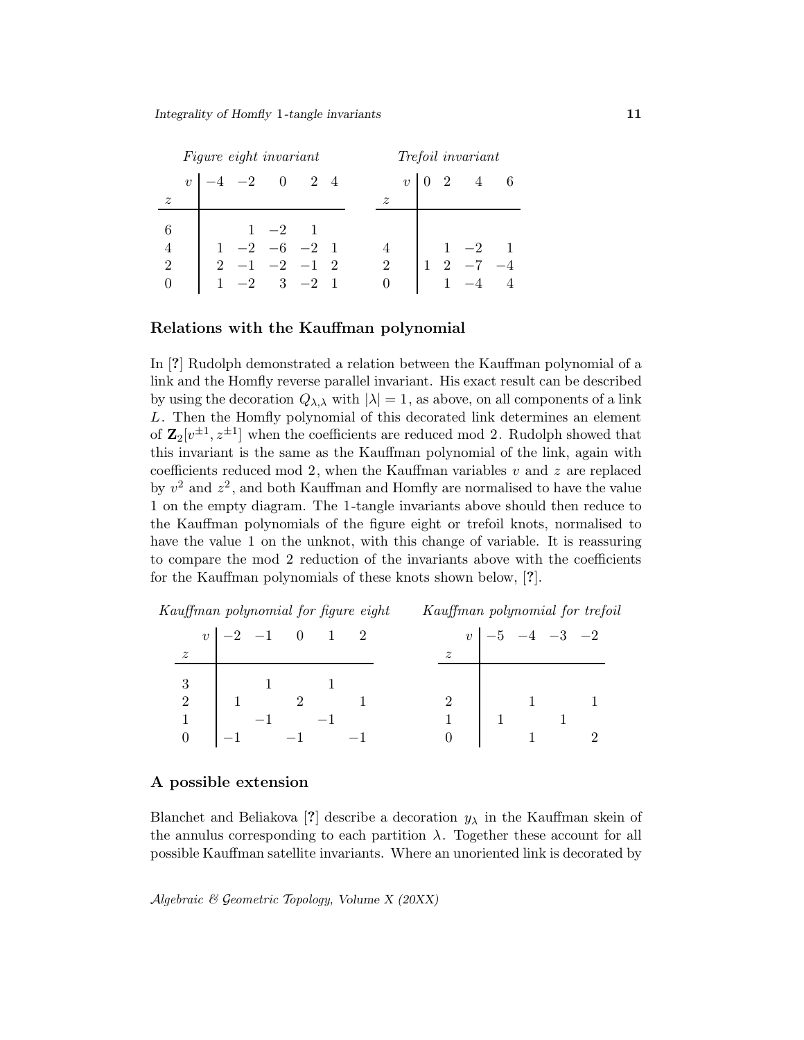*Figure eight invariant*

| $z$ \ $v$ | $-4$ | $-2$ | $0$ | $2$ | $4$ |
|---|---|---|---|---|---|
| 6 | | 1 | $-2$ | 1 | |
| 4 | 1 | $-2$ | $-6$ | $-2$ | 1 |
| 2 | 2 | $-1$ | $-2$ | $-1$ | 2 |
| 0 | 1 | $-2$ | 3 | $-2$ | 1 |

*Trefoil invariant*

| $z$ \ $v$ | $0$ | $2$ | $4$ | $6$ |
|---|---|---|---|---|
| 4 | | 1 | $-2$ | 1 |
| 2 | 1 | 2 | $-7$ | $-4$ |
| 0 | | 1 | $-4$ | 4 |

## Relations with the Kauffman polynomial

In [?] Rudolph demonstrated a relation between the Kauffman polynomial of a link and the Homfly reverse parallel invariant. His exact result can be described by using the decoration $Q_{\lambda,\lambda}$ with $|\lambda| = 1$, as above, on all components of a link $L$. Then the Homfly polynomial of this decorated link determines an element of $\mathbf{Z}_2[v^{\pm 1}, z^{\pm 1}]$ when the coefficients are reduced mod 2. Rudolph showed that this invariant is the same as the Kauffman polynomial of the link, again with coefficients reduced mod 2, when the Kauffman variables $v$ and $z$ are replaced by $v^2$ and $z^2$, and both Kauffman and Homfly are normalised to have the value 1 on the empty diagram. The 1-tangle invariants above should then reduce to the Kauffman polynomials of the figure eight or trefoil knots, normalised to have the value 1 on the unknot, with this change of variable. It is reassuring to compare the mod 2 reduction of the invariants above with the coefficients for the Kauffman polynomials of these knots shown below, [?].

*Kauffman polynomial for figure eight*

| $z$ \ $v$ | $-2$ | $-1$ | $0$ | $1$ | $2$ |
|---|---|---|---|---|---|
| 3 | | 1 | | 1 | |
| 2 | 1 | | 2 | | 1 |
| 1 | | $-1$ | | $-1$ | |
| 0 | $-1$ | | $-1$ | | $-1$ |

*Kauffman polynomial for trefoil*

| $z$ \ $v$ | $-5$ | $-4$ | $-3$ | $-2$ |
|---|---|---|---|---|
| 2 | | 1 | | 1 |
| 1 | 1 | | 1 | |
| 0 | | 1 | | 2 |

## A possible extension

Blanchet and Beliakova [?] describe a decoration $y_\lambda$ in the Kauffman skein of the annulus corresponding to each partition $\lambda$. Together these account for all possible Kauffman satellite invariants. Where an unoriented link is decorated by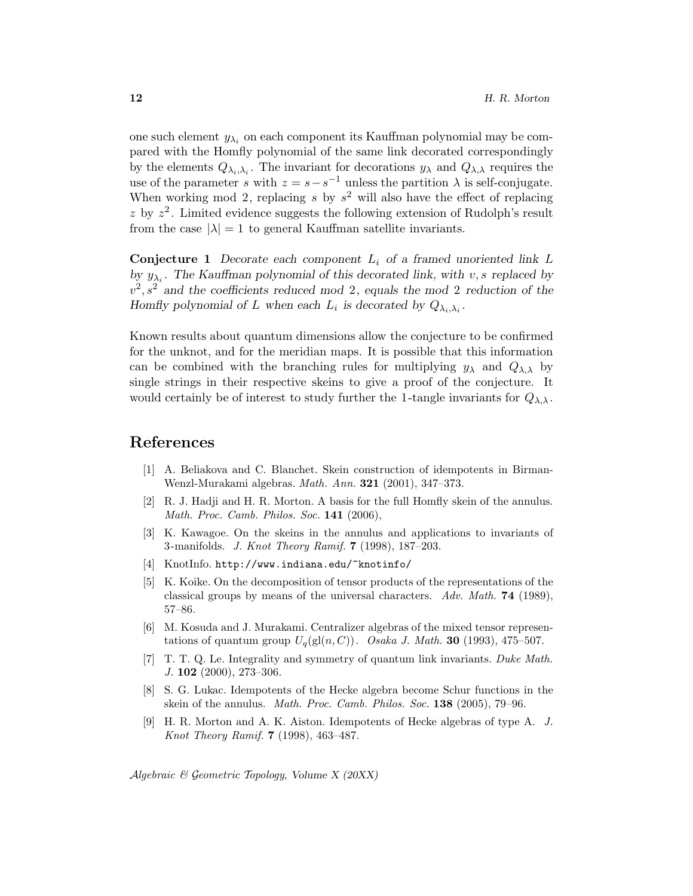one such element $y_{\lambda_i}$ on each component its Kauffman polynomial may be compared with the Homfly polynomial of the same link decorated correspondingly by the elements $Q_{\lambda_i,\lambda_i}$. The invariant for decorations $y_\lambda$ and $Q_{\lambda,\lambda}$ requires the use of the parameter $s$ with $z = s - s^{-1}$ unless the partition $\lambda$ is self-conjugate. When working mod 2, replacing $s$ by $s^2$ will also have the effect of replacing $z$ by $z^2$. Limited evidence suggests the following extension of Rudolph's result from the case $|\lambda| = 1$ to general Kauffman satellite invariants.

**Conjecture 1** *Decorate each component $L_i$ of a framed unoriented link $L$ by $y_{\lambda_i}$. The Kauffman polynomial of this decorated link, with $v, s$ replaced by $v^2, s^2$ and the coefficients reduced mod 2, equals the mod 2 reduction of the Homfly polynomial of $L$ when each $L_i$ is decorated by $Q_{\lambda_i,\lambda_i}$.*

Known results about quantum dimensions allow the conjecture to be confirmed for the unknot, and for the meridian maps. It is possible that this information can be combined with the branching rules for multiplying $y_\lambda$ and $Q_{\lambda,\lambda}$ by single strings in their respective skeins to give a proof of the conjecture. It would certainly be of interest to study further the 1-tangle invariants for $Q_{\lambda,\lambda}$.

## References

[1] A. Beliakova and C. Blanchet. Skein construction of idempotents in Birman-Wenzl-Murakami algebras. *Math. Ann.* **321** (2001), 347–373.

[2] R. J. Hadji and H. R. Morton. A basis for the full Homfly skein of the annulus. *Math. Proc. Camb. Philos. Soc.* **141** (2006),

[3] K. Kawagoe. On the skeins in the annulus and applications to invariants of 3-manifolds. *J. Knot Theory Ramif.* **7** (1998), 187–203.

[4] KnotInfo. http://www.indiana.edu/~knotinfo/

[5] K. Koike. On the decomposition of tensor products of the representations of the classical groups by means of the universal characters. *Adv. Math.* **74** (1989), 57–86.

[6] M. Kosuda and J. Murakami. Centralizer algebras of the mixed tensor representations of quantum group $U_q(\mathrm{gl}(n, C))$. *Osaka J. Math.* **30** (1993), 475–507.

[7] T. T. Q. Le. Integrality and symmetry of quantum link invariants. *Duke Math. J.* **102** (2000), 273–306.

[8] S. G. Lukac. Idempotents of the Hecke algebra become Schur functions in the skein of the annulus. *Math. Proc. Camb. Philos. Soc.* **138** (2005), 79–96.

[9] H. R. Morton and A. K. Aiston. Idempotents of Hecke algebras of type A. *J. Knot Theory Ramif.* **7** (1998), 463–487.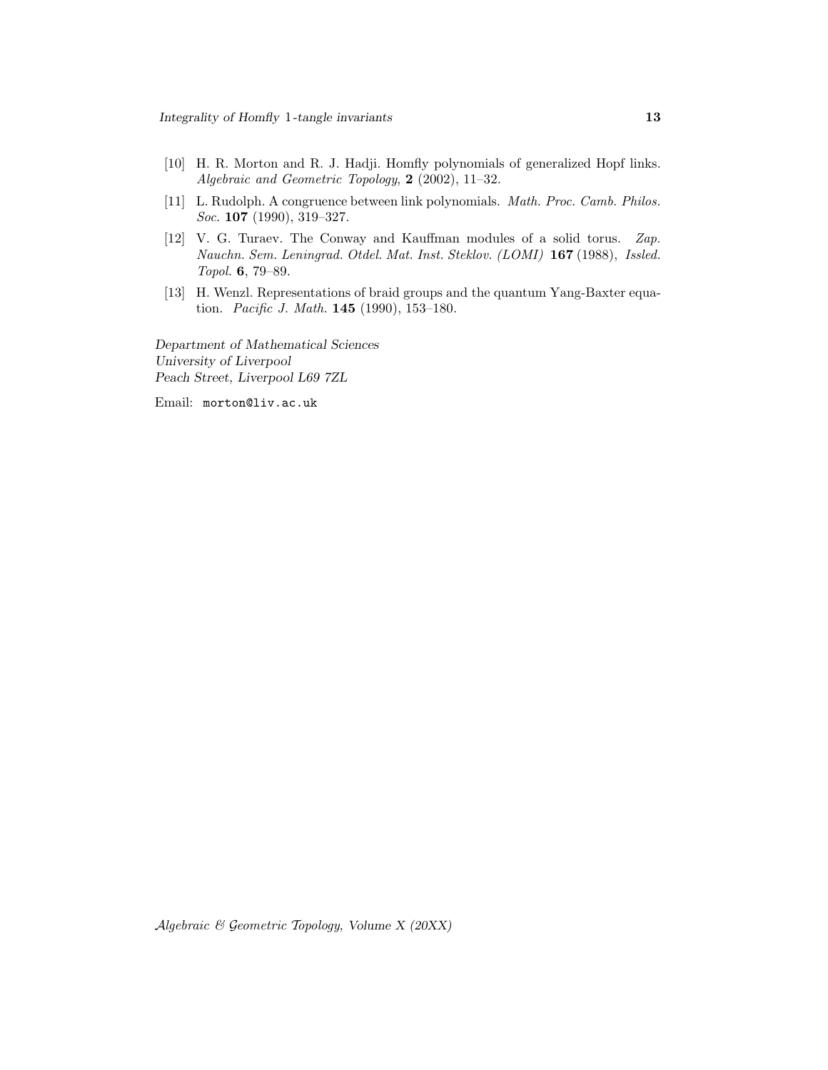[10] H. R. Morton and R. J. Hadji. Homfly polynomials of generalized Hopf links. *Algebraic and Geometric Topology*, **2** (2002), 11–32.

[11] L. Rudolph. A congruence between link polynomials. *Math. Proc. Camb. Philos. Soc.* **107** (1990), 319–327.

[12] V. G. Turaev. The Conway and Kauffman modules of a solid torus. *Zap. Nauchn. Sem. Leningrad. Otdel. Mat. Inst. Steklov. (LOMI)* **167** (1988), *Issled. Topol.* **6**, 79–89.

[13] H. Wenzl. Representations of braid groups and the quantum Yang-Baxter equation. *Pacific J. Math.* **145** (1990), 153–180.

*Department of Mathematical Sciences*
*University of Liverpool*
*Peach Street, Liverpool L69 7ZL*

Email: `morton@liv.ac.uk`